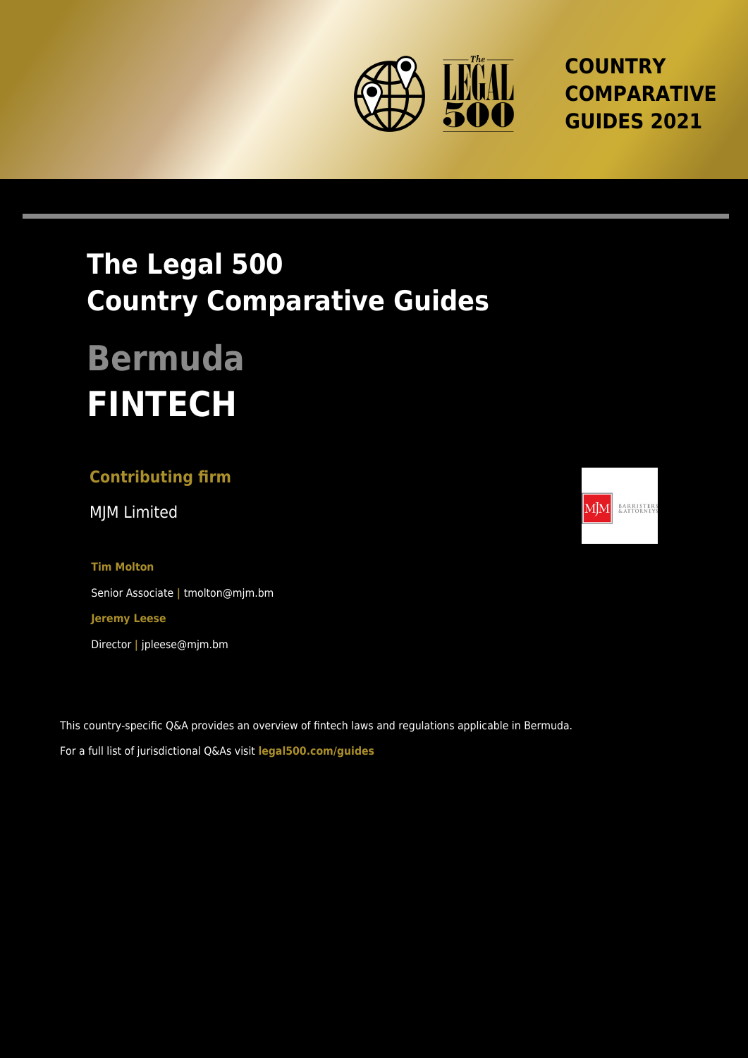COUNTRY COMPARATIVE GUIDES 2021

# The Legal 500 Country Comparative Guides

# Bermuda

# FINTECH

**Contributing firm**

MJM Limited

**Tim Molton**

Senior Associate | tmolton@mjm.bm

**Jeremy Leese**

Director | jpleese@mjm.bm

This country-specific Q&A provides an overview of fintech laws and regulations applicable in Bermuda.

For a full list of jurisdictional Q&As visit **legal500.com/guides**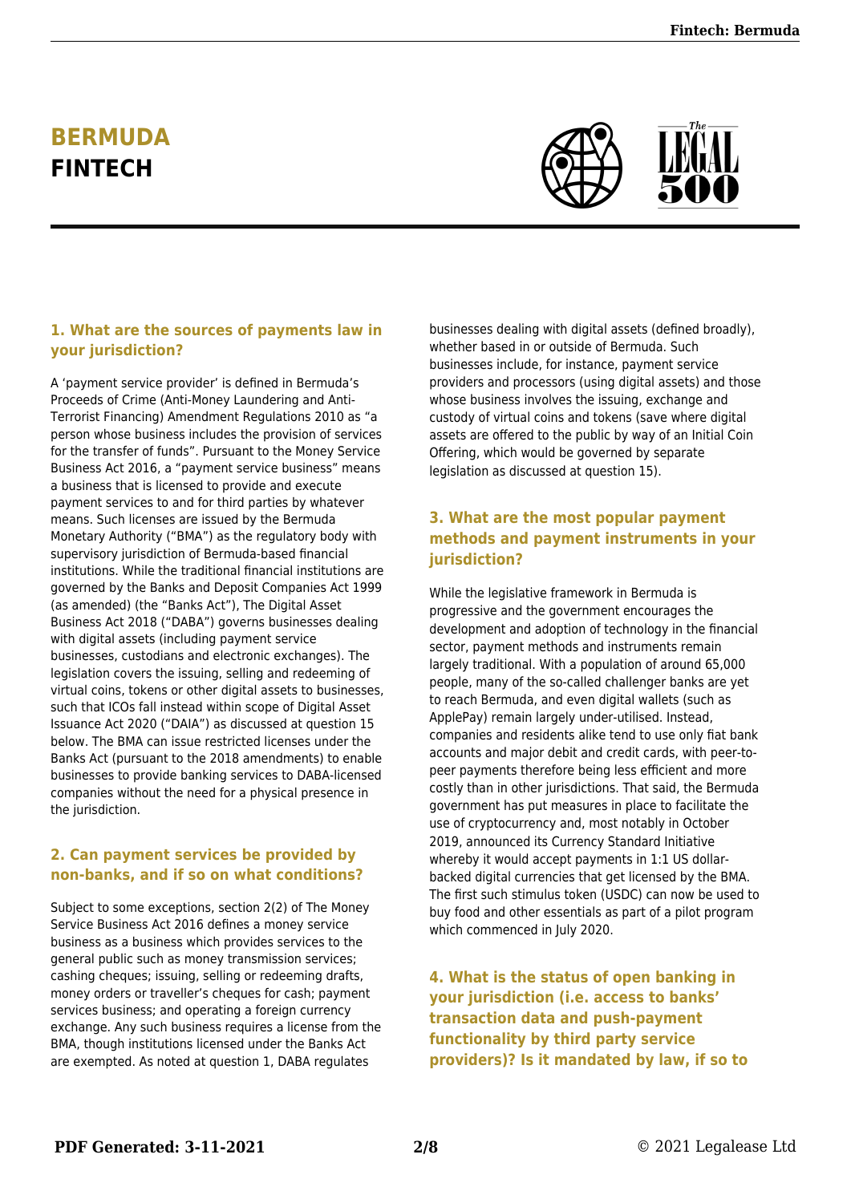# BERMUDA
# FINTECH

### 1. What are the sources of payments law in your jurisdiction?

A 'payment service provider' is defined in Bermuda's Proceeds of Crime (Anti-Money Laundering and Anti-Terrorist Financing) Amendment Regulations 2010 as "a person whose business includes the provision of services for the transfer of funds". Pursuant to the Money Service Business Act 2016, a "payment service business" means a business that is licensed to provide and execute payment services to and for third parties by whatever means. Such licenses are issued by the Bermuda Monetary Authority ("BMA") as the regulatory body with supervisory jurisdiction of Bermuda-based financial institutions. While the traditional financial institutions are governed by the Banks and Deposit Companies Act 1999 (as amended) (the "Banks Act"), The Digital Asset Business Act 2018 ("DABA") governs businesses dealing with digital assets (including payment service businesses, custodians and electronic exchanges). The legislation covers the issuing, selling and redeeming of virtual coins, tokens or other digital assets to businesses, such that ICOs fall instead within scope of Digital Asset Issuance Act 2020 ("DAIA") as discussed at question 15 below. The BMA can issue restricted licenses under the Banks Act (pursuant to the 2018 amendments) to enable businesses to provide banking services to DABA-licensed companies without the need for a physical presence in the jurisdiction.

### 2. Can payment services be provided by non-banks, and if so on what conditions?

Subject to some exceptions, section 2(2) of The Money Service Business Act 2016 defines a money service business as a business which provides services to the general public such as money transmission services; cashing cheques; issuing, selling or redeeming drafts, money orders or traveller's cheques for cash; payment services business; and operating a foreign currency exchange. Any such business requires a license from the BMA, though institutions licensed under the Banks Act are exempted. As noted at question 1, DABA regulates businesses dealing with digital assets (defined broadly), whether based in or outside of Bermuda. Such businesses include, for instance, payment service providers and processors (using digital assets) and those whose business involves the issuing, exchange and custody of virtual coins and tokens (save where digital assets are offered to the public by way of an Initial Coin Offering, which would be governed by separate legislation as discussed at question 15).

### 3. What are the most popular payment methods and payment instruments in your jurisdiction?

While the legislative framework in Bermuda is progressive and the government encourages the development and adoption of technology in the financial sector, payment methods and instruments remain largely traditional. With a population of around 65,000 people, many of the so-called challenger banks are yet to reach Bermuda, and even digital wallets (such as ApplePay) remain largely under-utilised. Instead, companies and residents alike tend to use only fiat bank accounts and major debit and credit cards, with peer-to-peer payments therefore being less efficient and more costly than in other jurisdictions. That said, the Bermuda government has put measures in place to facilitate the use of cryptocurrency and, most notably in October 2019, announced its Currency Standard Initiative whereby it would accept payments in 1:1 US dollar-backed digital currencies that get licensed by the BMA. The first such stimulus token (USDC) can now be used to buy food and other essentials as part of a pilot program which commenced in July 2020.

### 4. What is the status of open banking in your jurisdiction (i.e. access to banks' transaction data and push-payment functionality by third party service providers)? Is it mandated by law, if so to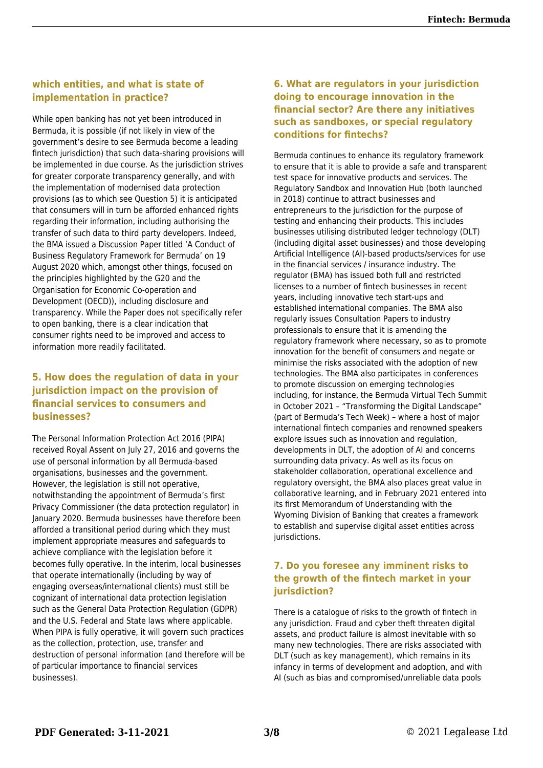## which entities, and what is state of implementation in practice?

While open banking has not yet been introduced in Bermuda, it is possible (if not likely in view of the government's desire to see Bermuda become a leading fintech jurisdiction) that such data-sharing provisions will be implemented in due course. As the jurisdiction strives for greater corporate transparency generally, and with the implementation of modernised data protection provisions (as to which see Question 5) it is anticipated that consumers will in turn be afforded enhanced rights regarding their information, including authorising the transfer of such data to third party developers. Indeed, the BMA issued a Discussion Paper titled 'A Conduct of Business Regulatory Framework for Bermuda' on 19 August 2020 which, amongst other things, focused on the principles highlighted by the G20 and the Organisation for Economic Co-operation and Development (OECD)), including disclosure and transparency. While the Paper does not specifically refer to open banking, there is a clear indication that consumer rights need to be improved and access to information more readily facilitated.

## 5. How does the regulation of data in your jurisdiction impact on the provision of financial services to consumers and businesses?

The Personal Information Protection Act 2016 (PIPA) received Royal Assent on July 27, 2016 and governs the use of personal information by all Bermuda-based organisations, businesses and the government. However, the legislation is still not operative, notwithstanding the appointment of Bermuda's first Privacy Commissioner (the data protection regulator) in January 2020. Bermuda businesses have therefore been afforded a transitional period during which they must implement appropriate measures and safeguards to achieve compliance with the legislation before it becomes fully operative. In the interim, local businesses that operate internationally (including by way of engaging overseas/international clients) must still be cognizant of international data protection legislation such as the General Data Protection Regulation (GDPR) and the U.S. Federal and State laws where applicable. When PIPA is fully operative, it will govern such practices as the collection, protection, use, transfer and destruction of personal information (and therefore will be of particular importance to financial services businesses).

## 6. What are regulators in your jurisdiction doing to encourage innovation in the financial sector? Are there any initiatives such as sandboxes, or special regulatory conditions for fintechs?

Bermuda continues to enhance its regulatory framework to ensure that it is able to provide a safe and transparent test space for innovative products and services. The Regulatory Sandbox and Innovation Hub (both launched in 2018) continue to attract businesses and entrepreneurs to the jurisdiction for the purpose of testing and enhancing their products. This includes businesses utilising distributed ledger technology (DLT) (including digital asset businesses) and those developing Artificial Intelligence (AI)-based products/services for use in the financial services / insurance industry. The regulator (BMA) has issued both full and restricted licenses to a number of fintech businesses in recent years, including innovative tech start-ups and established international companies. The BMA also regularly issues Consultation Papers to industry professionals to ensure that it is amending the regulatory framework where necessary, so as to promote innovation for the benefit of consumers and negate or minimise the risks associated with the adoption of new technologies. The BMA also participates in conferences to promote discussion on emerging technologies including, for instance, the Bermuda Virtual Tech Summit in October 2021 – "Transforming the Digital Landscape" (part of Bermuda's Tech Week) – where a host of major international fintech companies and renowned speakers explore issues such as innovation and regulation, developments in DLT, the adoption of AI and concerns surrounding data privacy. As well as its focus on stakeholder collaboration, operational excellence and regulatory oversight, the BMA also places great value in collaborative learning, and in February 2021 entered into its first Memorandum of Understanding with the Wyoming Division of Banking that creates a framework to establish and supervise digital asset entities across jurisdictions.

## 7. Do you foresee any imminent risks to the growth of the fintech market in your jurisdiction?

There is a catalogue of risks to the growth of fintech in any jurisdiction. Fraud and cyber theft threaten digital assets, and product failure is almost inevitable with so many new technologies. There are risks associated with DLT (such as key management), which remains in its infancy in terms of development and adoption, and with AI (such as bias and compromised/unreliable data pools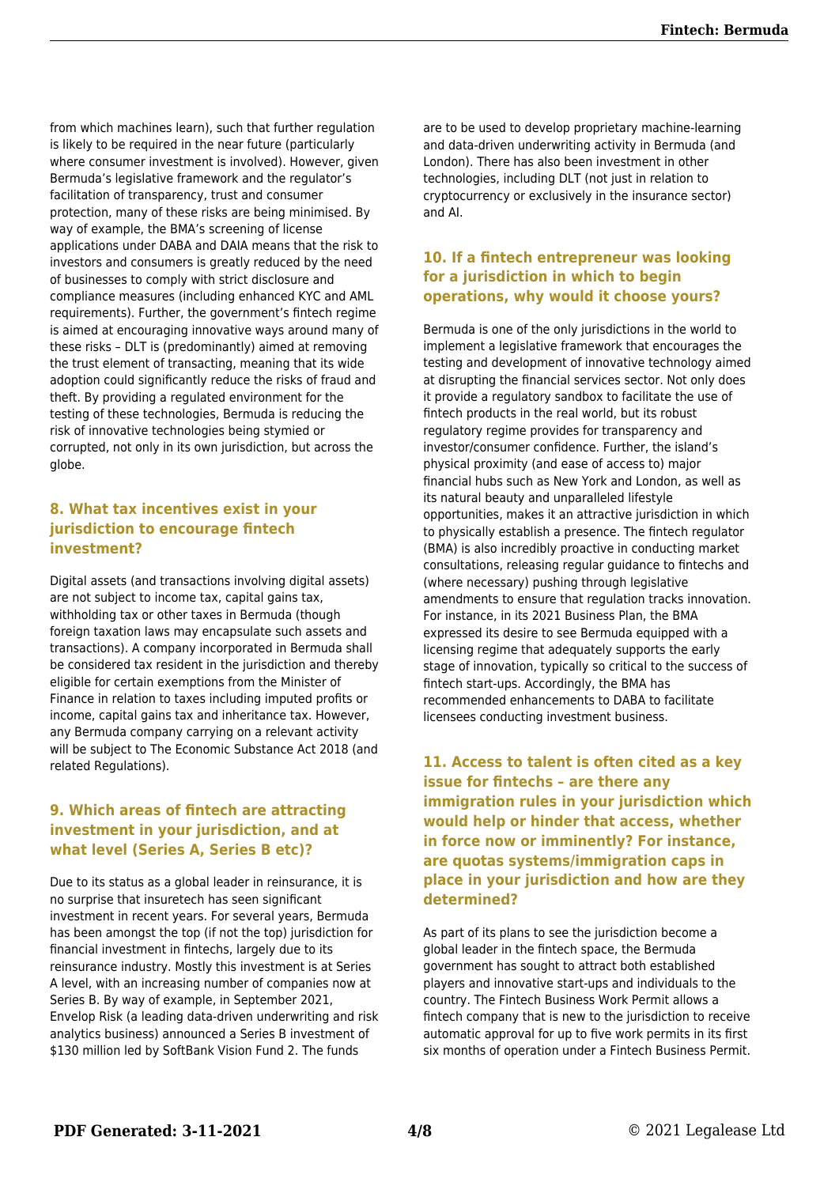from which machines learn), such that further regulation is likely to be required in the near future (particularly where consumer investment is involved). However, given Bermuda's legislative framework and the regulator's facilitation of transparency, trust and consumer protection, many of these risks are being minimised. By way of example, the BMA's screening of license applications under DABA and DAIA means that the risk to investors and consumers is greatly reduced by the need of businesses to comply with strict disclosure and compliance measures (including enhanced KYC and AML requirements). Further, the government's fintech regime is aimed at encouraging innovative ways around many of these risks – DLT is (predominantly) aimed at removing the trust element of transacting, meaning that its wide adoption could significantly reduce the risks of fraud and theft. By providing a regulated environment for the testing of these technologies, Bermuda is reducing the risk of innovative technologies being stymied or corrupted, not only in its own jurisdiction, but across the globe.

### 8. What tax incentives exist in your jurisdiction to encourage fintech investment?

Digital assets (and transactions involving digital assets) are not subject to income tax, capital gains tax, withholding tax or other taxes in Bermuda (though foreign taxation laws may encapsulate such assets and transactions). A company incorporated in Bermuda shall be considered tax resident in the jurisdiction and thereby eligible for certain exemptions from the Minister of Finance in relation to taxes including imputed profits or income, capital gains tax and inheritance tax. However, any Bermuda company carrying on a relevant activity will be subject to The Economic Substance Act 2018 (and related Regulations).

### 9. Which areas of fintech are attracting investment in your jurisdiction, and at what level (Series A, Series B etc)?

Due to its status as a global leader in reinsurance, it is no surprise that insuretech has seen significant investment in recent years. For several years, Bermuda has been amongst the top (if not the top) jurisdiction for financial investment in fintechs, largely due to its reinsurance industry. Mostly this investment is at Series A level, with an increasing number of companies now at Series B. By way of example, in September 2021, Envelop Risk (a leading data-driven underwriting and risk analytics business) announced a Series B investment of $130 million led by SoftBank Vision Fund 2. The funds are to be used to develop proprietary machine-learning and data-driven underwriting activity in Bermuda (and London). There has also been investment in other technologies, including DLT (not just in relation to cryptocurrency or exclusively in the insurance sector) and AI.

### 10. If a fintech entrepreneur was looking for a jurisdiction in which to begin operations, why would it choose yours?

Bermuda is one of the only jurisdictions in the world to implement a legislative framework that encourages the testing and development of innovative technology aimed at disrupting the financial services sector. Not only does it provide a regulatory sandbox to facilitate the use of fintech products in the real world, but its robust regulatory regime provides for transparency and investor/consumer confidence. Further, the island's physical proximity (and ease of access to) major financial hubs such as New York and London, as well as its natural beauty and unparalleled lifestyle opportunities, makes it an attractive jurisdiction in which to physically establish a presence. The fintech regulator (BMA) is also incredibly proactive in conducting market consultations, releasing regular guidance to fintechs and (where necessary) pushing through legislative amendments to ensure that regulation tracks innovation. For instance, in its 2021 Business Plan, the BMA expressed its desire to see Bermuda equipped with a licensing regime that adequately supports the early stage of innovation, typically so critical to the success of fintech start-ups. Accordingly, the BMA has recommended enhancements to DABA to facilitate licensees conducting investment business.

### 11. Access to talent is often cited as a key issue for fintechs – are there any immigration rules in your jurisdiction which would help or hinder that access, whether in force now or imminently? For instance, are quotas systems/immigration caps in place in your jurisdiction and how are they determined?

As part of its plans to see the jurisdiction become a global leader in the fintech space, the Bermuda government has sought to attract both established players and innovative start-ups and individuals to the country. The Fintech Business Work Permit allows a fintech company that is new to the jurisdiction to receive automatic approval for up to five work permits in its first six months of operation under a Fintech Business Permit.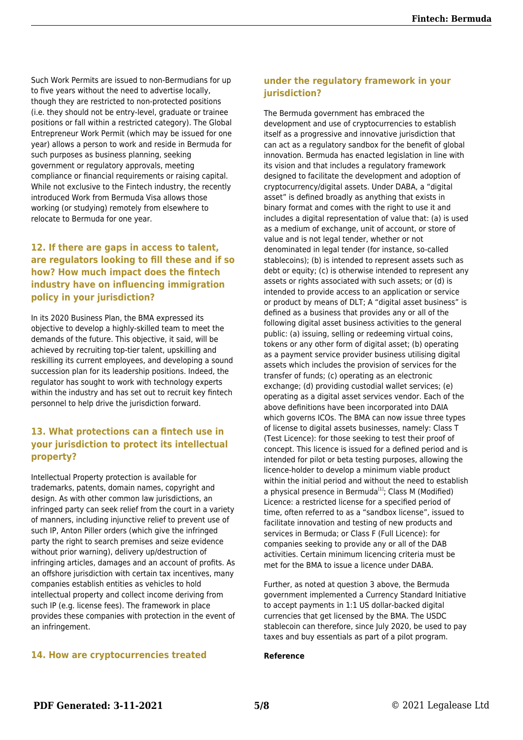Such Work Permits are issued to non-Bermudians for up to five years without the need to advertise locally, though they are restricted to non-protected positions (i.e. they should not be entry-level, graduate or trainee positions or fall within a restricted category). The Global Entrepreneur Work Permit (which may be issued for one year) allows a person to work and reside in Bermuda for such purposes as business planning, seeking government or regulatory approvals, meeting compliance or financial requirements or raising capital. While not exclusive to the Fintech industry, the recently introduced Work from Bermuda Visa allows those working (or studying) remotely from elsewhere to relocate to Bermuda for one year.

## 12. If there are gaps in access to talent, are regulators looking to fill these and if so how? How much impact does the fintech industry have on influencing immigration policy in your jurisdiction?

In its 2020 Business Plan, the BMA expressed its objective to develop a highly-skilled team to meet the demands of the future. This objective, it said, will be achieved by recruiting top-tier talent, upskilling and reskilling its current employees, and developing a sound succession plan for its leadership positions. Indeed, the regulator has sought to work with technology experts within the industry and has set out to recruit key fintech personnel to help drive the jurisdiction forward.

## 13. What protections can a fintech use in your jurisdiction to protect its intellectual property?

Intellectual Property protection is available for trademarks, patents, domain names, copyright and design. As with other common law jurisdictions, an infringed party can seek relief from the court in a variety of manners, including injunctive relief to prevent use of such IP, Anton Piller orders (which give the infringed party the right to search premises and seize evidence without prior warning), delivery up/destruction of infringing articles, damages and an account of profits. As an offshore jurisdiction with certain tax incentives, many companies establish entities as vehicles to hold intellectual property and collect income deriving from such IP (e.g. license fees). The framework in place provides these companies with protection in the event of an infringement.

## 14. How are cryptocurrencies treated under the regulatory framework in your jurisdiction?

The Bermuda government has embraced the development and use of cryptocurrencies to establish itself as a progressive and innovative jurisdiction that can act as a regulatory sandbox for the benefit of global innovation. Bermuda has enacted legislation in line with its vision and that includes a regulatory framework designed to facilitate the development and adoption of cryptocurrency/digital assets. Under DABA, a "digital asset" is defined broadly as anything that exists in binary format and comes with the right to use it and includes a digital representation of value that: (a) is used as a medium of exchange, unit of account, or store of value and is not legal tender, whether or not denominated in legal tender (for instance, so-called stablecoins); (b) is intended to represent assets such as debt or equity; (c) is otherwise intended to represent any assets or rights associated with such assets; or (d) is intended to provide access to an application or service or product by means of DLT; A "digital asset business" is defined as a business that provides any or all of the following digital asset business activities to the general public: (a) issuing, selling or redeeming virtual coins, tokens or any other form of digital asset; (b) operating as a payment service provider business utilising digital assets which includes the provision of services for the transfer of funds; (c) operating as an electronic exchange; (d) providing custodial wallet services; (e) operating as a digital asset services vendor. Each of the above definitions have been incorporated into DAIA which governs ICOs. The BMA can now issue three types of license to digital assets businesses, namely: Class T (Test Licence): for those seeking to test their proof of concept. This licence is issued for a defined period and is intended for pilot or beta testing purposes, allowing the licence-holder to develop a minimum viable product within the initial period and without the need to establish a physical presence in Bermuda[1]; Class M (Modified) Licence: a restricted license for a specified period of time, often referred to as a "sandbox license", issued to facilitate innovation and testing of new products and services in Bermuda; or Class F (Full Licence): for companies seeking to provide any or all of the DAB activities. Certain minimum licencing criteria must be met for the BMA to issue a licence under DABA.

Further, as noted at question 3 above, the Bermuda government implemented a Currency Standard Initiative to accept payments in 1:1 US dollar-backed digital currencies that get licensed by the BMA. The USDC stablecoin can therefore, since July 2020, be used to pay taxes and buy essentials as part of a pilot program.

**Reference**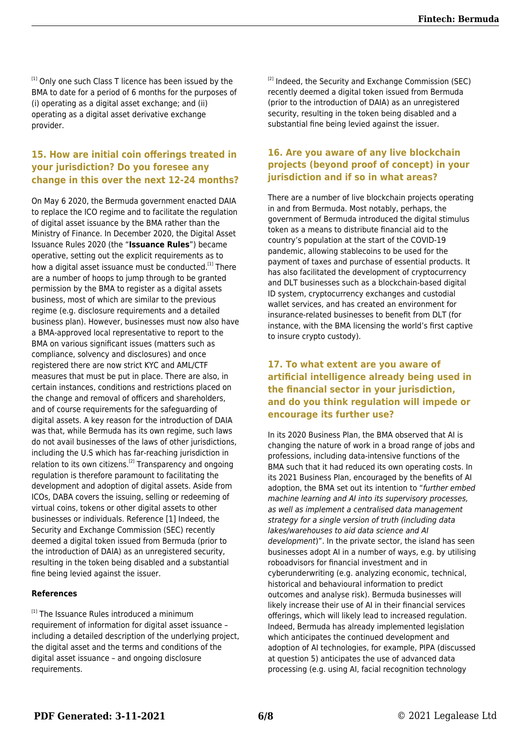[1] Only one such Class T licence has been issued by the BMA to date for a period of 6 months for the purposes of (i) operating as a digital asset exchange; and (ii) operating as a digital asset derivative exchange provider.

[2] Indeed, the Security and Exchange Commission (SEC) recently deemed a digital token issued from Bermuda (prior to the introduction of DAIA) as an unregistered security, resulting in the token being disabled and a substantial fine being levied against the issuer.

## 15. How are initial coin offerings treated in your jurisdiction? Do you foresee any change in this over the next 12-24 months?

On May 6 2020, the Bermuda government enacted DAIA to replace the ICO regime and to facilitate the regulation of digital asset issuance by the BMA rather than the Ministry of Finance. In December 2020, the Digital Asset Issuance Rules 2020 (the "**Issuance Rules**") became operative, setting out the explicit requirements as to how a digital asset issuance must be conducted.[1] There are a number of hoops to jump through to be granted permission by the BMA to register as a digital assets business, most of which are similar to the previous regime (e.g. disclosure requirements and a detailed business plan). However, businesses must now also have a BMA-approved local representative to report to the BMA on various significant issues (matters such as compliance, solvency and disclosures) and once registered there are now strict KYC and AML/CTF measures that must be put in place. There are also, in certain instances, conditions and restrictions placed on the change and removal of officers and shareholders, and of course requirements for the safeguarding of digital assets. A key reason for the introduction of DAIA was that, while Bermuda has its own regime, such laws do not avail businesses of the laws of other jurisdictions, including the U.S which has far-reaching jurisdiction in relation to its own citizens.[2] Transparency and ongoing regulation is therefore paramount to facilitating the development and adoption of digital assets. Aside from ICOs, DABA covers the issuing, selling or redeeming of virtual coins, tokens or other digital assets to other businesses or individuals. Reference [1] Indeed, the Security and Exchange Commission (SEC) recently deemed a digital token issued from Bermuda (prior to the introduction of DAIA) as an unregistered security, resulting in the token being disabled and a substantial fine being levied against the issuer.

### References

[1] The Issuance Rules introduced a minimum requirement of information for digital asset issuance – including a detailed description of the underlying project, the digital asset and the terms and conditions of the digital asset issuance – and ongoing disclosure requirements.

## 16. Are you aware of any live blockchain projects (beyond proof of concept) in your jurisdiction and if so in what areas?

There are a number of live blockchain projects operating in and from Bermuda. Most notably, perhaps, the government of Bermuda introduced the digital stimulus token as a means to distribute financial aid to the country's population at the start of the COVID-19 pandemic, allowing stablecoins to be used for the payment of taxes and purchase of essential products. It has also facilitated the development of cryptocurrency and DLT businesses such as a blockchain-based digital ID system, cryptocurrency exchanges and custodial wallet services, and has created an environment for insurance-related businesses to benefit from DLT (for instance, with the BMA licensing the world's first captive to insure crypto custody).

## 17. To what extent are you aware of artificial intelligence already being used in the financial sector in your jurisdiction, and do you think regulation will impede or encourage its further use?

In its 2020 Business Plan, the BMA observed that AI is changing the nature of work in a broad range of jobs and professions, including data-intensive functions of the BMA such that it had reduced its own operating costs. In its 2021 Business Plan, encouraged by the benefits of AI adoption, the BMA set out its intention to "*further embed machine learning and AI into its supervisory processes, as well as implement a centralised data management strategy for a single version of truth (including data lakes/warehouses to aid data science and AI development*)". In the private sector, the island has seen businesses adopt AI in a number of ways, e.g. by utilising roboadvisors for financial investment and in cyberunderwriting (e.g. analyzing economic, technical, historical and behavioural information to predict outcomes and analyse risk). Bermuda businesses will likely increase their use of AI in their financial services offerings, which will likely lead to increased regulation. Indeed, Bermuda has already implemented legislation which anticipates the continued development and adoption of AI technologies, for example, PIPA (discussed at question 5) anticipates the use of advanced data processing (e.g. using AI, facial recognition technology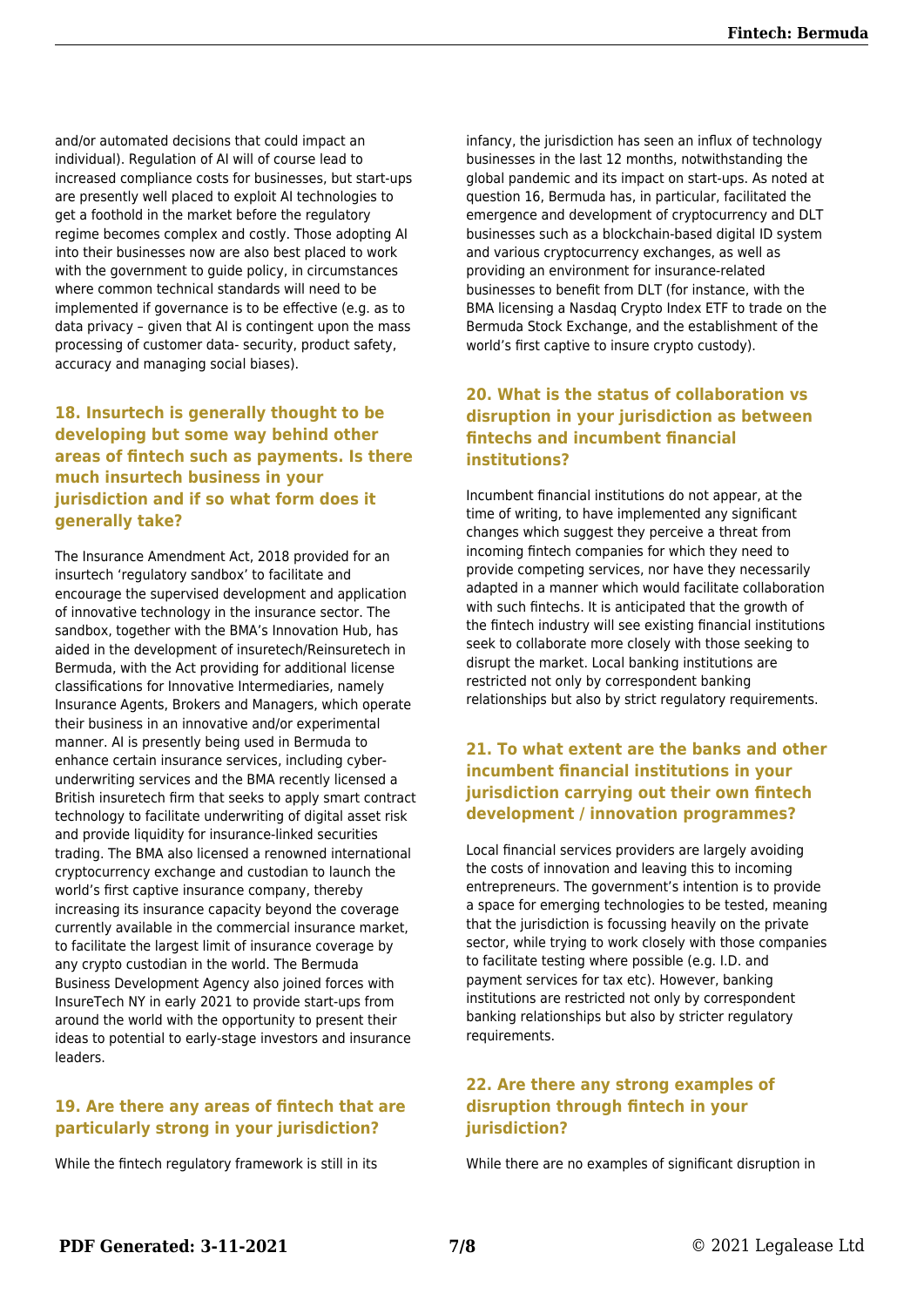and/or automated decisions that could impact an individual). Regulation of AI will of course lead to increased compliance costs for businesses, but start-ups are presently well placed to exploit AI technologies to get a foothold in the market before the regulatory regime becomes complex and costly. Those adopting AI into their businesses now are also best placed to work with the government to guide policy, in circumstances where common technical standards will need to be implemented if governance is to be effective (e.g. as to data privacy – given that AI is contingent upon the mass processing of customer data- security, product safety, accuracy and managing social biases).

### 18. Insurtech is generally thought to be developing but some way behind other areas of fintech such as payments. Is there much insurtech business in your jurisdiction and if so what form does it generally take?

The Insurance Amendment Act, 2018 provided for an insurtech 'regulatory sandbox' to facilitate and encourage the supervised development and application of innovative technology in the insurance sector. The sandbox, together with the BMA's Innovation Hub, has aided in the development of insuretech/Reinsuretech in Bermuda, with the Act providing for additional license classifications for Innovative Intermediaries, namely Insurance Agents, Brokers and Managers, which operate their business in an innovative and/or experimental manner. AI is presently being used in Bermuda to enhance certain insurance services, including cyber-underwriting services and the BMA recently licensed a British insuretech firm that seeks to apply smart contract technology to facilitate underwriting of digital asset risk and provide liquidity for insurance-linked securities trading. The BMA also licensed a renowned international cryptocurrency exchange and custodian to launch the world's first captive insurance company, thereby increasing its insurance capacity beyond the coverage currently available in the commercial insurance market, to facilitate the largest limit of insurance coverage by any crypto custodian in the world. The Bermuda Business Development Agency also joined forces with InsureTech NY in early 2021 to provide start-ups from around the world with the opportunity to present their ideas to potential to early-stage investors and insurance leaders.

### 19. Are there any areas of fintech that are particularly strong in your jurisdiction?

While the fintech regulatory framework is still in its infancy, the jurisdiction has seen an influx of technology businesses in the last 12 months, notwithstanding the global pandemic and its impact on start-ups. As noted at question 16, Bermuda has, in particular, facilitated the emergence and development of cryptocurrency and DLT businesses such as a blockchain-based digital ID system and various cryptocurrency exchanges, as well as providing an environment for insurance-related businesses to benefit from DLT (for instance, with the BMA licensing a Nasdaq Crypto Index ETF to trade on the Bermuda Stock Exchange, and the establishment of the world's first captive to insure crypto custody).

### 20. What is the status of collaboration vs disruption in your jurisdiction as between fintechs and incumbent financial institutions?

Incumbent financial institutions do not appear, at the time of writing, to have implemented any significant changes which suggest they perceive a threat from incoming fintech companies for which they need to provide competing services, nor have they necessarily adapted in a manner which would facilitate collaboration with such fintechs. It is anticipated that the growth of the fintech industry will see existing financial institutions seek to collaborate more closely with those seeking to disrupt the market. Local banking institutions are restricted not only by correspondent banking relationships but also by strict regulatory requirements.

### 21. To what extent are the banks and other incumbent financial institutions in your jurisdiction carrying out their own fintech development / innovation programmes?

Local financial services providers are largely avoiding the costs of innovation and leaving this to incoming entrepreneurs. The government's intention is to provide a space for emerging technologies to be tested, meaning that the jurisdiction is focussing heavily on the private sector, while trying to work closely with those companies to facilitate testing where possible (e.g. I.D. and payment services for tax etc). However, banking institutions are restricted not only by correspondent banking relationships but also by stricter regulatory requirements.

### 22. Are there any strong examples of disruption through fintech in your jurisdiction?

While there are no examples of significant disruption in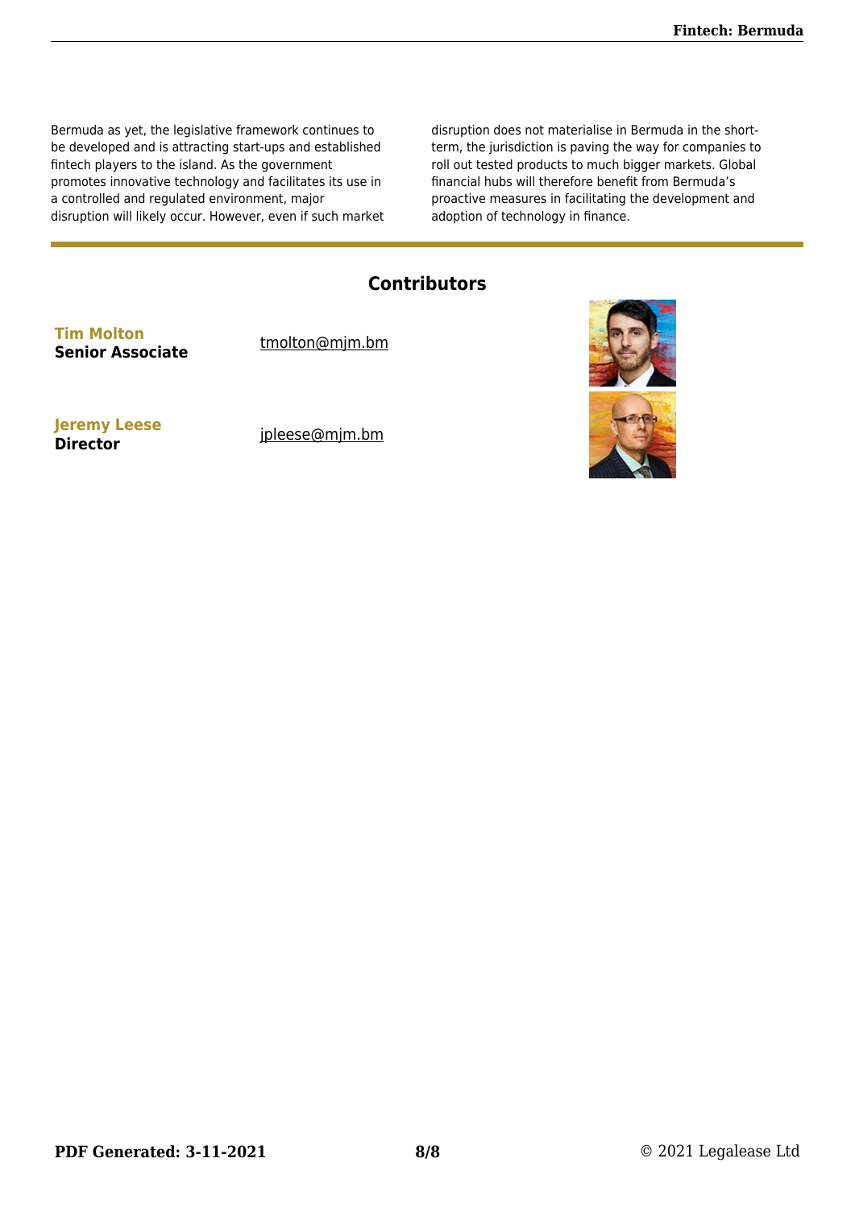Bermuda as yet, the legislative framework continues to be developed and is attracting start-ups and established fintech players to the island. As the government promotes innovative technology and facilitates its use in a controlled and regulated environment, major disruption will likely occur. However, even if such market disruption does not materialise in Bermuda in the short-term, the jurisdiction is paving the way for companies to roll out tested products to much bigger markets. Global financial hubs will therefore benefit from Bermuda's proactive measures in facilitating the development and adoption of technology in finance.

## Contributors

**Tim Molton**
**Senior Associate**

tmolton@mjm.bm

**Jeremy Leese**
**Director**

jpleese@mjm.bm